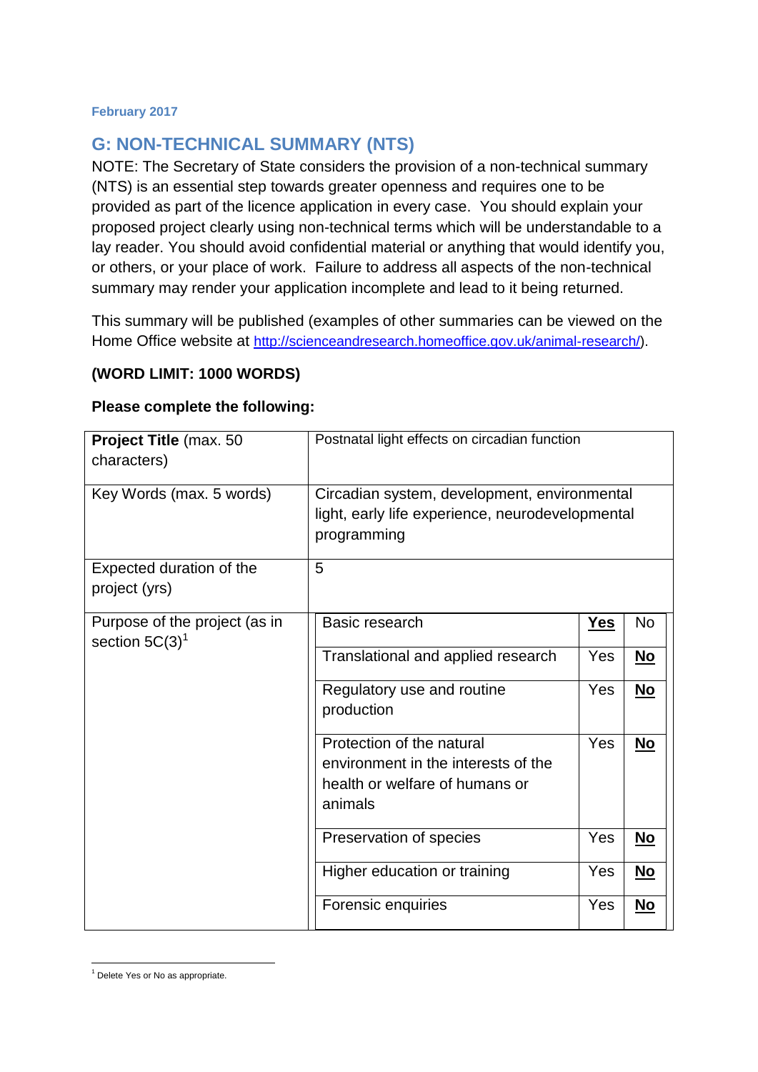February 2017

## G: NON-TECHNICAL SUMMARY (NTS)

NOTE: The Secretary of State considers the provision of a non-technical summary (NTS) is an essential step towards greater openness and requires one to be provided as part of the licence application in every case. You should explain your proposed project clearly using non-technical terms which will be understandable to a lay reader. You should avoid confidential material or anything that would identify you, or others, or your place of work. Failure to address all aspects of the non-technical summary may render your application incomplete and lead to it being returned.

This summary will be published (examples of other summaries can be viewed on the Home Office website at http://scienceandresearch.homeoffice.gov.uk/animal-research/).

**(WORD LIMIT: 1000 WORDS)**

**Please complete the following:**

| | |
|---|---|
| **Project Title** (max. 50 characters) | Postnatal light effects on circadian function |
| Key Words (max. 5 words) | Circadian system, development, environmental light, early life experience, neurodevelopmental programming |
| Expected duration of the project (yrs) | 5 |
| Purpose of the project (as in section 5C(3))[1] | |

| Purpose | Yes | No |
|---|---|---|
| Basic research | **Yes** | No |
| Translational and applied research | Yes | **No** |
| Regulatory use and routine production | Yes | **No** |
| Protection of the natural environment in the interests of the health or welfare of humans or animals | Yes | **No** |
| Preservation of species | Yes | **No** |
| Higher education or training | Yes | **No** |
| Forensic enquiries | Yes | **No** |

[1] Delete Yes or No as appropriate.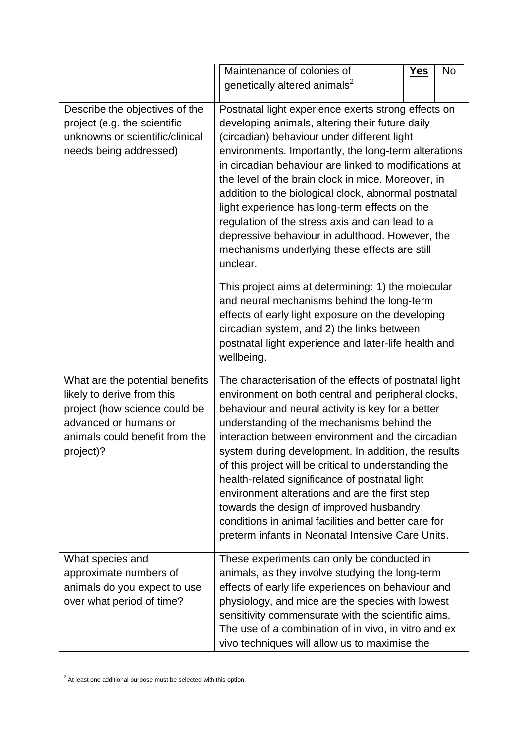| | |
|---|---|
| | Maintenance of colonies of genetically altered animals[2] — **Yes** / No |
| Describe the objectives of the project (e.g. the scientific unknowns or scientific/clinical needs being addressed) | Postnatal light experience exerts strong effects on developing animals, altering their future daily (circadian) behaviour under different light environments. Importantly, the long-term alterations in circadian behaviour are linked to modifications at the level of the brain clock in mice. Moreover, in addition to the biological clock, abnormal postnatal light experience has long-term effects on the regulation of the stress axis and can lead to a depressive behaviour in adulthood. However, the mechanisms underlying these effects are still unclear.<br><br>This project aims at determining: 1) the molecular and neural mechanisms behind the long-term effects of early light exposure on the developing circadian system, and 2) the links between postnatal light experience and later-life health and wellbeing. |
| What are the potential benefits likely to derive from this project (how science could be advanced or humans or animals could benefit from the project)? | The characterisation of the effects of postnatal light environment on both central and peripheral clocks, behaviour and neural activity is key for a better understanding of the mechanisms behind the interaction between environment and the circadian system during development. In addition, the results of this project will be critical to understanding the health-related significance of postnatal light environment alterations and are the first step towards the design of improved husbandry conditions in animal facilities and better care for preterm infants in Neonatal Intensive Care Units. |
| What species and approximate numbers of animals do you expect to use over what period of time? | These experiments can only be conducted in animals, as they involve studying the long-term effects of early life experiences on behaviour and physiology, and mice are the species with lowest sensitivity commensurate with the scientific aims. The use of a combination of in vivo, in vitro and ex vivo techniques will allow us to maximise the |

[2] At least one additional purpose must be selected with this option.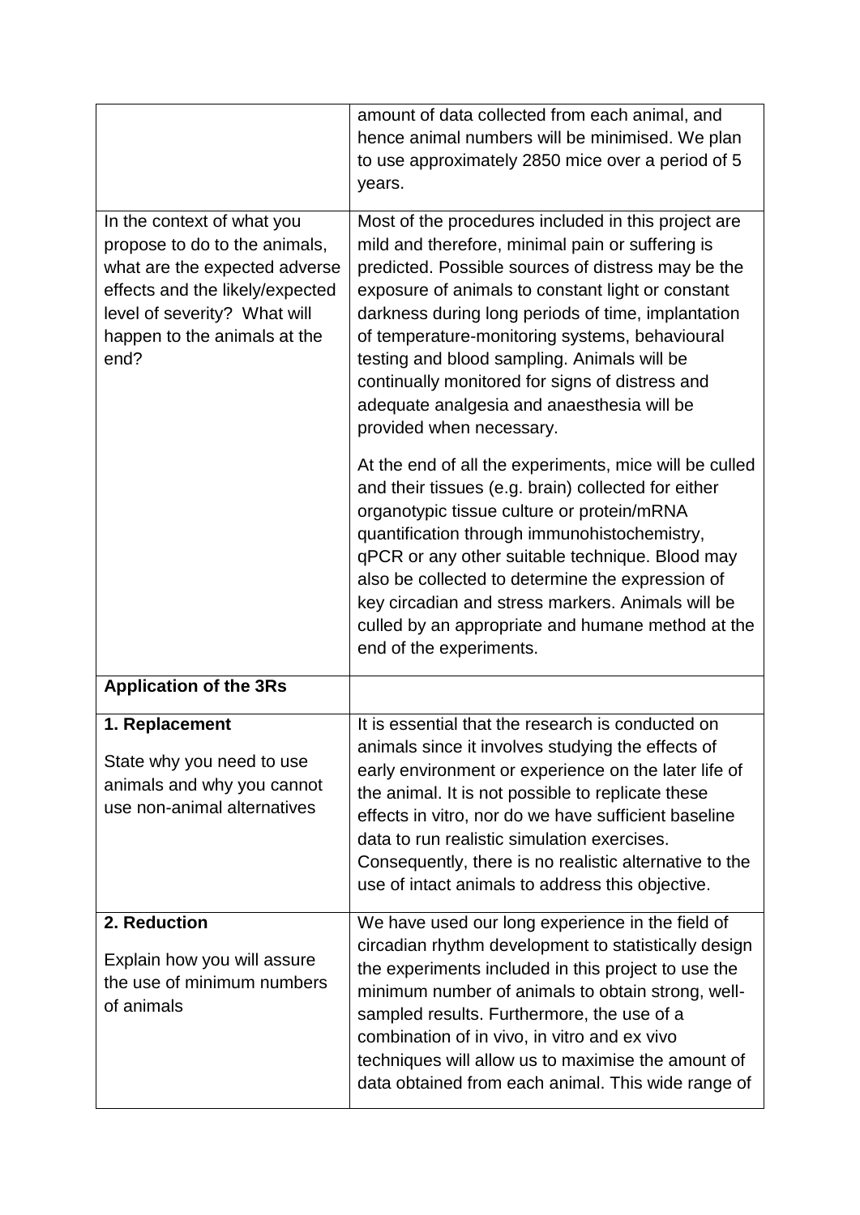| | |
|---|---|
| | amount of data collected from each animal, and hence animal numbers will be minimised. We plan to use approximately 2850 mice over a period of 5 years. |
| In the context of what you propose to do to the animals, what are the expected adverse effects and the likely/expected level of severity? What will happen to the animals at the end? | Most of the procedures included in this project are mild and therefore, minimal pain or suffering is predicted. Possible sources of distress may be the exposure of animals to constant light or constant darkness during long periods of time, implantation of temperature-monitoring systems, behavioural testing and blood sampling. Animals will be continually monitored for signs of distress and adequate analgesia and anaesthesia will be provided when necessary.<br><br>At the end of all the experiments, mice will be culled and their tissues (e.g. brain) collected for either organotypic tissue culture or protein/mRNA quantification through immunohistochemistry, qPCR or any other suitable technique. Blood may also be collected to determine the expression of key circadian and stress markers. Animals will be culled by an appropriate and humane method at the end of the experiments. |
| **Application of the 3Rs** | |
| **1. Replacement**<br><br>State why you need to use animals and why you cannot use non-animal alternatives | It is essential that the research is conducted on animals since it involves studying the effects of early environment or experience on the later life of the animal. It is not possible to replicate these effects in vitro, nor do we have sufficient baseline data to run realistic simulation exercises. Consequently, there is no realistic alternative to the use of intact animals to address this objective. |
| **2. Reduction**<br><br>Explain how you will assure the use of minimum numbers of animals | We have used our long experience in the field of circadian rhythm development to statistically design the experiments included in this project to use the minimum number of animals to obtain strong, well-sampled results. Furthermore, the use of a combination of in vivo, in vitro and ex vivo techniques will allow us to maximise the amount of data obtained from each animal. This wide range of |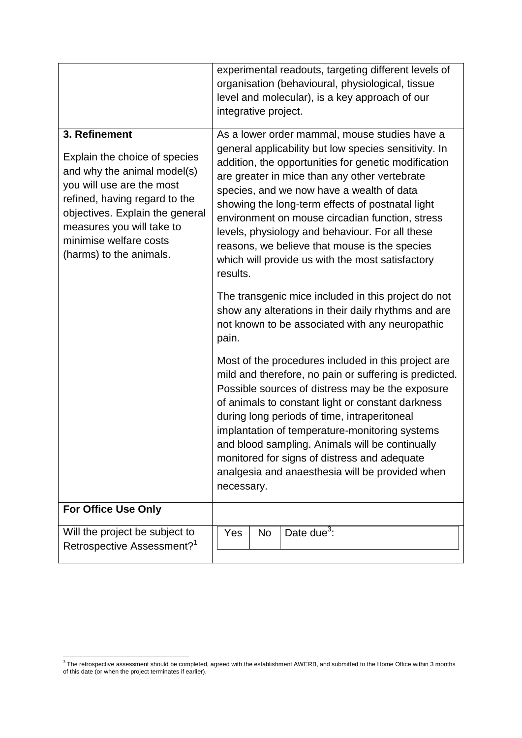| | |
|---|---|
| | experimental readouts, targeting different levels of organisation (behavioural, physiological, tissue level and molecular), is a key approach of our integrative project. |
| **3. Refinement**<br><br>Explain the choice of species and why the animal model(s) you will use are the most refined, having regard to the objectives. Explain the general measures you will take to minimise welfare costs (harms) to the animals. | As a lower order mammal, mouse studies have a general applicability but low species sensitivity. In addition, the opportunities for genetic modification are greater in mice than any other vertebrate species, and we now have a wealth of data showing the long-term effects of postnatal light environment on mouse circadian function, stress levels, physiology and behaviour. For all these reasons, we believe that mouse is the species which will provide us with the most satisfactory results.<br><br>The transgenic mice included in this project do not show any alterations in their daily rhythms and are not known to be associated with any neuropathic pain.<br><br>Most of the procedures included in this project are mild and therefore, no pain or suffering is predicted. Possible sources of distress may be the exposure of animals to constant light or constant darkness during long periods of time, intraperitoneal implantation of temperature-monitoring systems and blood sampling. Animals will be continually monitored for signs of distress and adequate analgesia and anaesthesia will be provided when necessary. |
| **For Office Use Only** | |
| Will the project be subject to Retrospective Assessment?[1] | Yes / No / Date due[3]: |

[3] The retrospective assessment should be completed, agreed with the establishment AWERB, and submitted to the Home Office within 3 months of this date (or when the project terminates if earlier).